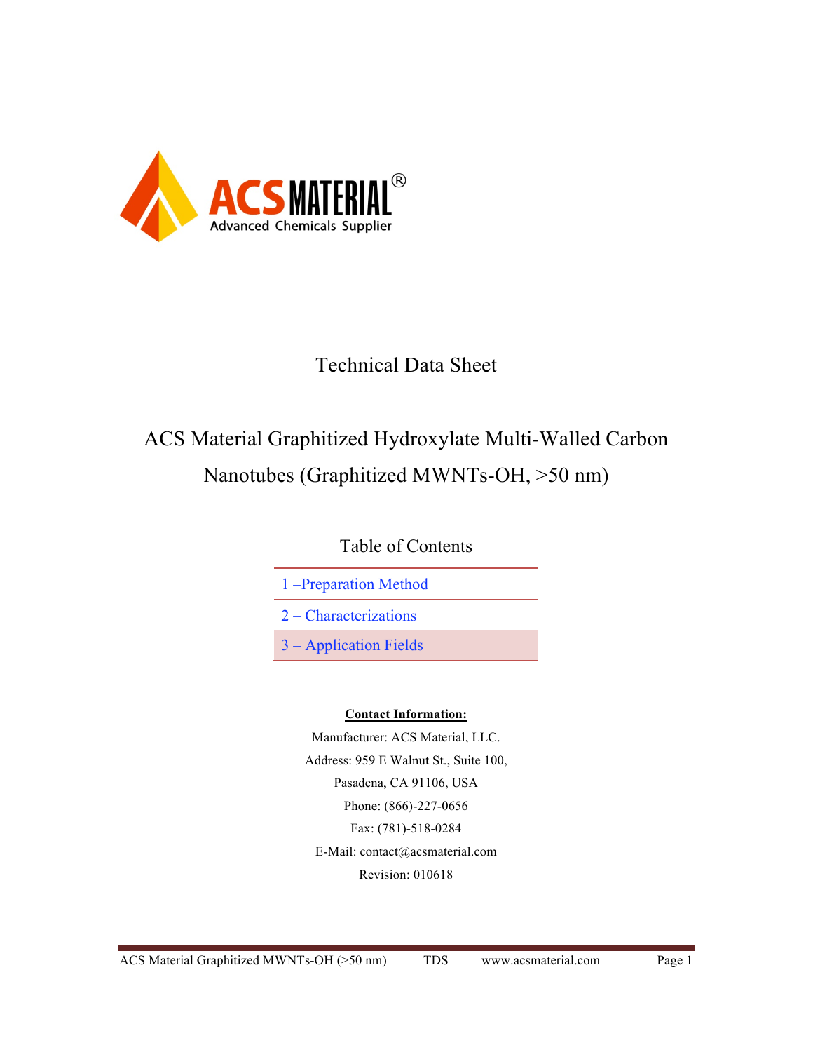ACS MATERIAL®

Advanced Chemicals Supplier

# Technical Data Sheet

## ACS Material Graphitized Hydroxylate Multi-Walled Carbon Nanotubes (Graphitized MWNTs-OH, >50 nm)

### Table of Contents

| |
|---|
| 1 –Preparation Method |
| 2 – Characterizations |
| 3 – Application Fields |

**Contact Information:**

Manufacturer: ACS Material, LLC.

Address: 959 E Walnut St., Suite 100,

Pasadena, CA 91106, USA

Phone: (866)-227-0656

Fax: (781)-518-0284

E-Mail: contact@acsmaterial.com

Revision: 010618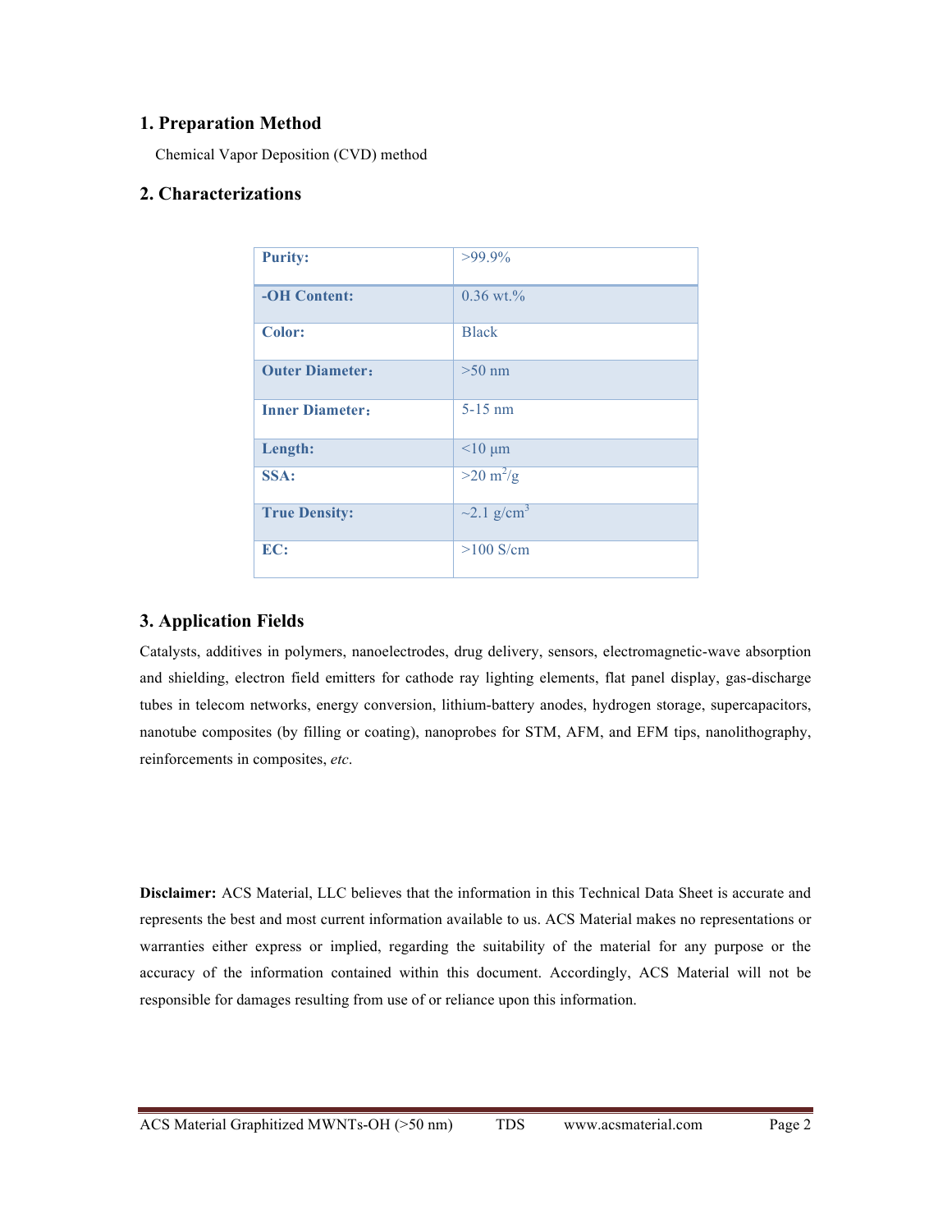## 1. Preparation Method

Chemical Vapor Deposition (CVD) method

## 2. Characterizations

| | |
|---|---|
| **Purity:** | >99.9% |
| **-OH Content:** | 0.36 wt.% |
| **Color:** | Black |
| **Outer Diameter：** | >50 nm |
| **Inner Diameter：** | 5-15 nm |
| **Length:** | <10 μm |
| **SSA:** | >20 $m^2/g$ |
| **True Density:** | ~2.1 $g/cm^3$ |
| **EC:** | >100 S/cm |

## 3. Application Fields

Catalysts, additives in polymers, nanoelectrodes, drug delivery, sensors, electromagnetic-wave absorption and shielding, electron field emitters for cathode ray lighting elements, flat panel display, gas-discharge tubes in telecom networks, energy conversion, lithium-battery anodes, hydrogen storage, supercapacitors, nanotube composites (by filling or coating), nanoprobes for STM, AFM, and EFM tips, nanolithography, reinforcements in composites, *etc*.

**Disclaimer:** ACS Material, LLC believes that the information in this Technical Data Sheet is accurate and represents the best and most current information available to us. ACS Material makes no representations or warranties either express or implied, regarding the suitability of the material for any purpose or the accuracy of the information contained within this document. Accordingly, ACS Material will not be responsible for damages resulting from use of or reliance upon this information.